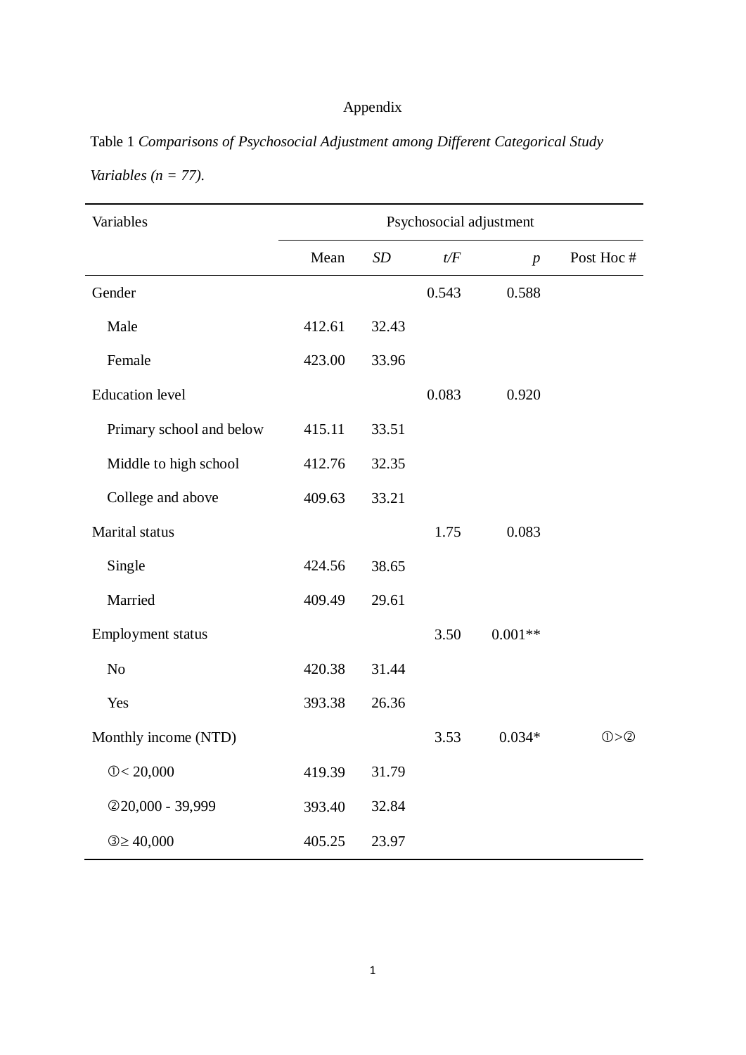Appendix

Table 1 *Comparisons of Psychosocial Adjustment among Different Categorical Study Variables (n = 77).*

| Variables | Psychosocial adjustment | | | | |
|---|---|---|---|---|---|
| | Mean | *SD* | *t/F* | *p* | Post Hoc # |
| Gender | | | 0.543 | 0.588 | |
| Male | 412.61 | 32.43 | | | |
| Female | 423.00 | 33.96 | | | |
| Education level | | | 0.083 | 0.920 | |
| Primary school and below | 415.11 | 33.51 | | | |
| Middle to high school | 412.76 | 32.35 | | | |
| College and above | 409.63 | 33.21 | | | |
| Marital status | | | 1.75 | 0.083 | |
| Single | 424.56 | 38.65 | | | |
| Married | 409.49 | 29.61 | | | |
| Employment status | | | 3.50 | 0.001** | |
| No | 420.38 | 31.44 | | | |
| Yes | 393.38 | 26.36 | | | |
| Monthly income (NTD) | | | 3.53 | 0.034* | ①>② |
| ①< 20,000 | 419.39 | 31.79 | | | |
| ②20,000 - 39,999 | 393.40 | 32.84 | | | |
| ③≥ 40,000 | 405.25 | 23.97 | | | |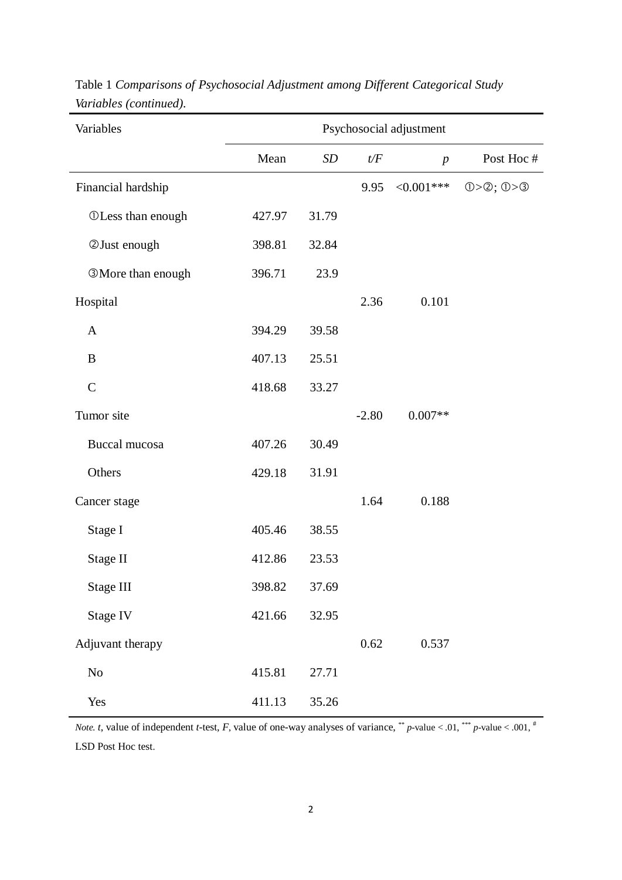Table 1 *Comparisons of Psychosocial Adjustment among Different Categorical Study Variables (continued).*

| Variables | Psychosocial adjustment | | | | |
|---|---|---|---|---|---|
| | Mean | *SD* | *t/F* | *p* | Post Hoc # |
| Financial hardship | | | 9.95 | <0.001*** | ①>②; ①>③ |
| ①Less than enough | 427.97 | 31.79 | | | |
| ②Just enough | 398.81 | 32.84 | | | |
| ③More than enough | 396.71 | 23.9 | | | |
| Hospital | | | 2.36 | 0.101 | |
| A | 394.29 | 39.58 | | | |
| B | 407.13 | 25.51 | | | |
| C | 418.68 | 33.27 | | | |
| Tumor site | | | -2.80 | 0.007** | |
| Buccal mucosa | 407.26 | 30.49 | | | |
| Others | 429.18 | 31.91 | | | |
| Cancer stage | | | 1.64 | 0.188 | |
| Stage I | 405.46 | 38.55 | | | |
| Stage II | 412.86 | 23.53 | | | |
| Stage III | 398.82 | 37.69 | | | |
| Stage IV | 421.66 | 32.95 | | | |
| Adjuvant therapy | | | 0.62 | 0.537 | |
| No | 415.81 | 27.71 | | | |
| Yes | 411.13 | 35.26 | | | |

*Note. t*, value of independent *t*-test, *F*, value of one-way analyses of variance, ** *p*-value < .01, *** *p*-value < .001, # LSD Post Hoc test.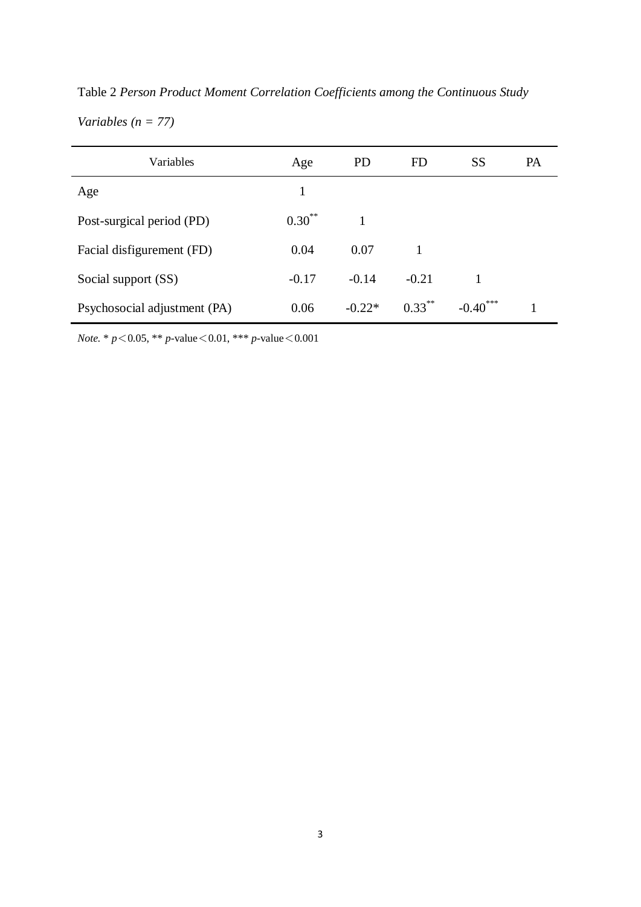Table 2 *Person Product Moment Correlation Coefficients among the Continuous Study Variables (n = 77)*

| Variables | Age | PD | FD | SS | PA |
|---|---|---|---|---|---|
| Age | 1 | | | | |
| Post-surgical period (PD) | 0.30** | 1 | | | |
| Facial disfigurement (FD) | 0.04 | 0.07 | 1 | | |
| Social support (SS) | -0.17 | -0.14 | -0.21 | 1 | |
| Psychosocial adjustment (PA) | 0.06 | -0.22* | 0.33** | -0.40*** | 1 |

*Note.* * $p < 0.05$, ** $p$-value $< 0.01$, *** $p$-value $< 0.001$